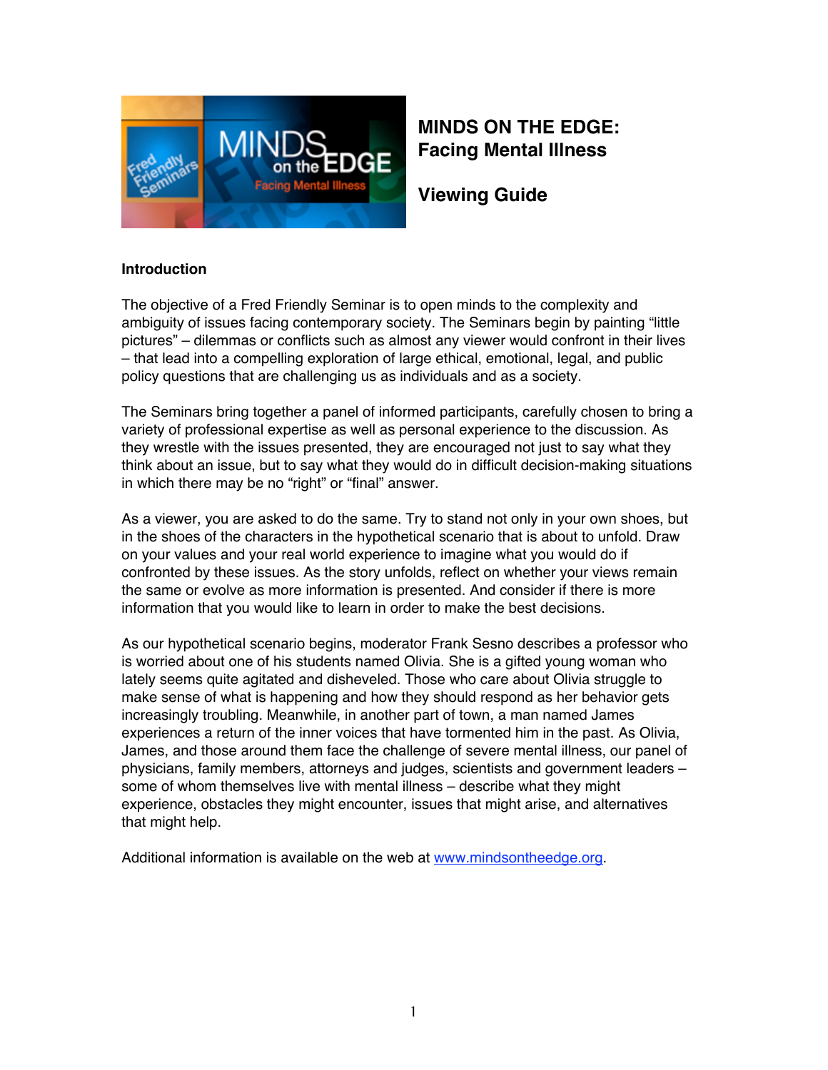# MINDS ON THE EDGE: Facing Mental Illness

## Viewing Guide

### Introduction

The objective of a Fred Friendly Seminar is to open minds to the complexity and ambiguity of issues facing contemporary society. The Seminars begin by painting "little pictures" – dilemmas or conflicts such as almost any viewer would confront in their lives – that lead into a compelling exploration of large ethical, emotional, legal, and public policy questions that are challenging us as individuals and as a society.

The Seminars bring together a panel of informed participants, carefully chosen to bring a variety of professional expertise as well as personal experience to the discussion. As they wrestle with the issues presented, they are encouraged not just to say what they think about an issue, but to say what they would do in difficult decision-making situations in which there may be no "right" or "final" answer.

As a viewer, you are asked to do the same. Try to stand not only in your own shoes, but in the shoes of the characters in the hypothetical scenario that is about to unfold. Draw on your values and your real world experience to imagine what you would do if confronted by these issues. As the story unfolds, reflect on whether your views remain the same or evolve as more information is presented. And consider if there is more information that you would like to learn in order to make the best decisions.

As our hypothetical scenario begins, moderator Frank Sesno describes a professor who is worried about one of his students named Olivia. She is a gifted young woman who lately seems quite agitated and disheveled. Those who care about Olivia struggle to make sense of what is happening and how they should respond as her behavior gets increasingly troubling. Meanwhile, in another part of town, a man named James experiences a return of the inner voices that have tormented him in the past. As Olivia, James, and those around them face the challenge of severe mental illness, our panel of physicians, family members, attorneys and judges, scientists and government leaders – some of whom themselves live with mental illness – describe what they might experience, obstacles they might encounter, issues that might arise, and alternatives that might help.

Additional information is available on the web at [www.mindsontheedge.org](http://www.mindsontheedge.org).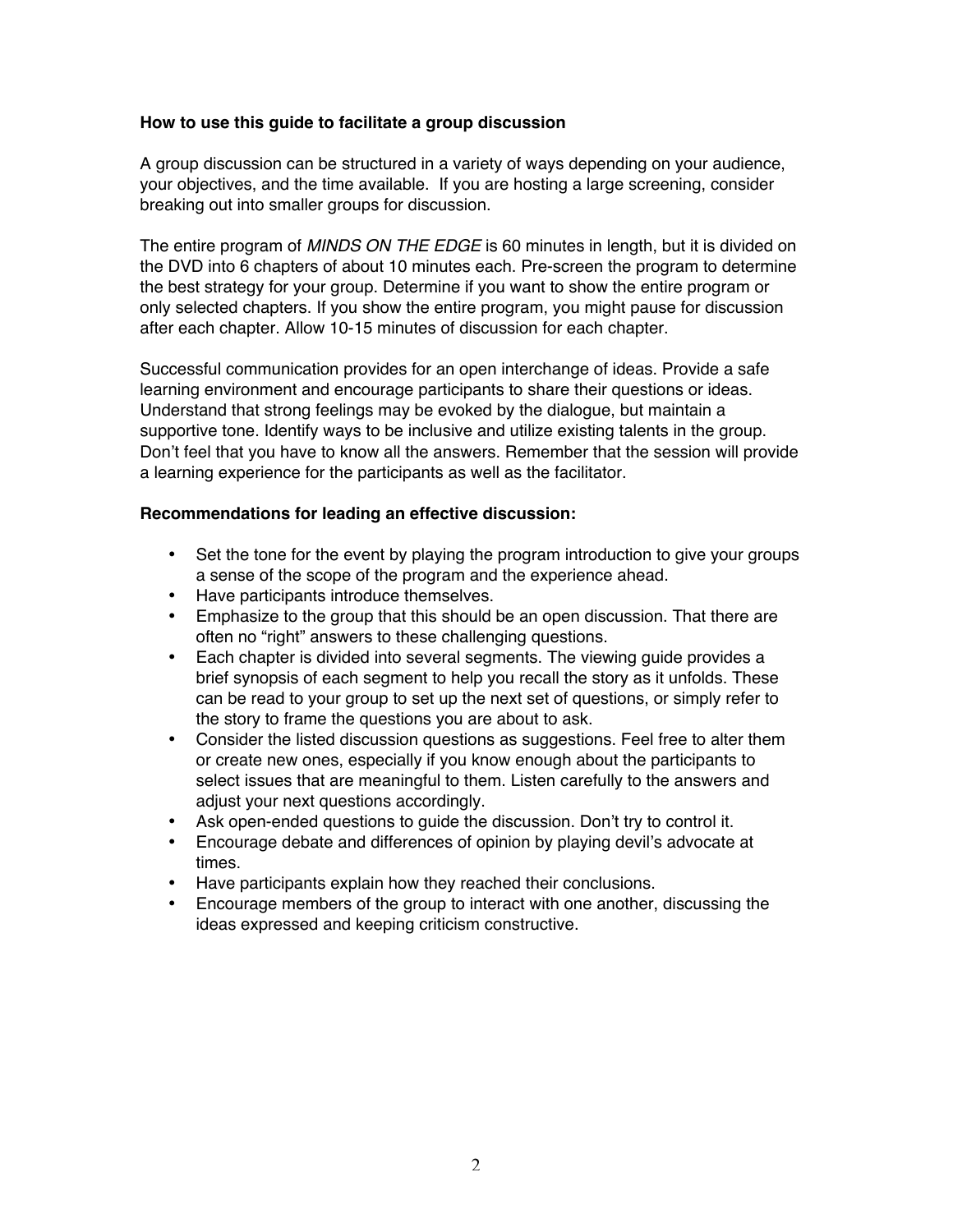**How to use this guide to facilitate a group discussion**

A group discussion can be structured in a variety of ways depending on your audience, your objectives, and the time available. If you are hosting a large screening, consider breaking out into smaller groups for discussion.

The entire program of *MINDS ON THE EDGE* is 60 minutes in length, but it is divided on the DVD into 6 chapters of about 10 minutes each. Pre-screen the program to determine the best strategy for your group. Determine if you want to show the entire program or only selected chapters. If you show the entire program, you might pause for discussion after each chapter. Allow 10-15 minutes of discussion for each chapter.

Successful communication provides for an open interchange of ideas. Provide a safe learning environment and encourage participants to share their questions or ideas. Understand that strong feelings may be evoked by the dialogue, but maintain a supportive tone. Identify ways to be inclusive and utilize existing talents in the group. Don't feel that you have to know all the answers. Remember that the session will provide a learning experience for the participants as well as the facilitator.

**Recommendations for leading an effective discussion:**

- Set the tone for the event by playing the program introduction to give your groups a sense of the scope of the program and the experience ahead.
- Have participants introduce themselves.
- Emphasize to the group that this should be an open discussion. That there are often no "right" answers to these challenging questions.
- Each chapter is divided into several segments. The viewing guide provides a brief synopsis of each segment to help you recall the story as it unfolds. These can be read to your group to set up the next set of questions, or simply refer to the story to frame the questions you are about to ask.
- Consider the listed discussion questions as suggestions. Feel free to alter them or create new ones, especially if you know enough about the participants to select issues that are meaningful to them. Listen carefully to the answers and adjust your next questions accordingly.
- Ask open-ended questions to guide the discussion. Don't try to control it.
- Encourage debate and differences of opinion by playing devil's advocate at times.
- Have participants explain how they reached their conclusions.
- Encourage members of the group to interact with one another, discussing the ideas expressed and keeping criticism constructive.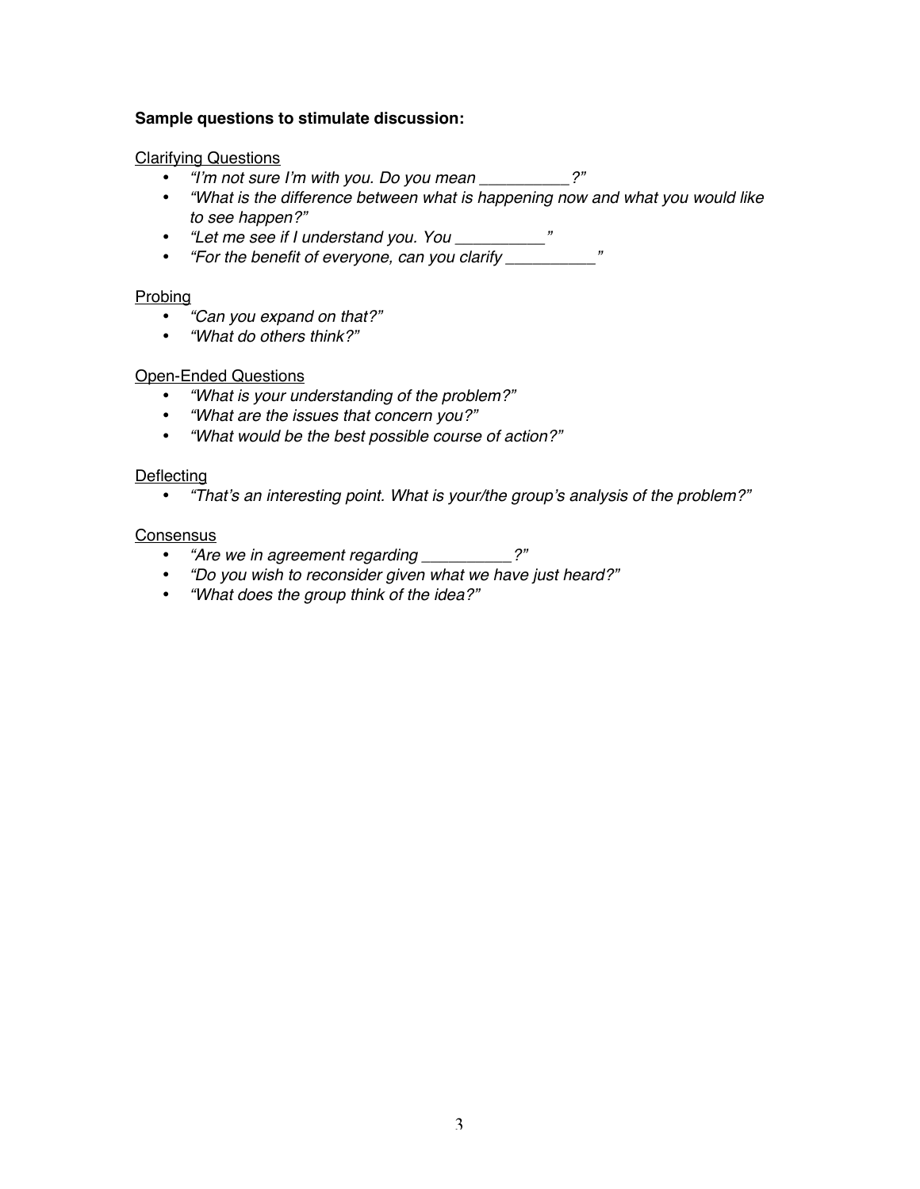**Sample questions to stimulate discussion:**

Clarifying Questions

- *"I'm not sure I'm with you. Do you mean __________?"*
- *"What is the difference between what is happening now and what you would like to see happen?"*
- *"Let me see if I understand you. You __________"*
- *"For the benefit of everyone, can you clarify __________"*

Probing

- *"Can you expand on that?"*
- *"What do others think?"*

Open-Ended Questions

- *"What is your understanding of the problem?"*
- *"What are the issues that concern you?"*
- *"What would be the best possible course of action?"*

Deflecting

- *"That's an interesting point. What is your/the group's analysis of the problem?"*

Consensus

- *"Are we in agreement regarding __________?"*
- *"Do you wish to reconsider given what we have just heard?"*
- *"What does the group think of the idea?"*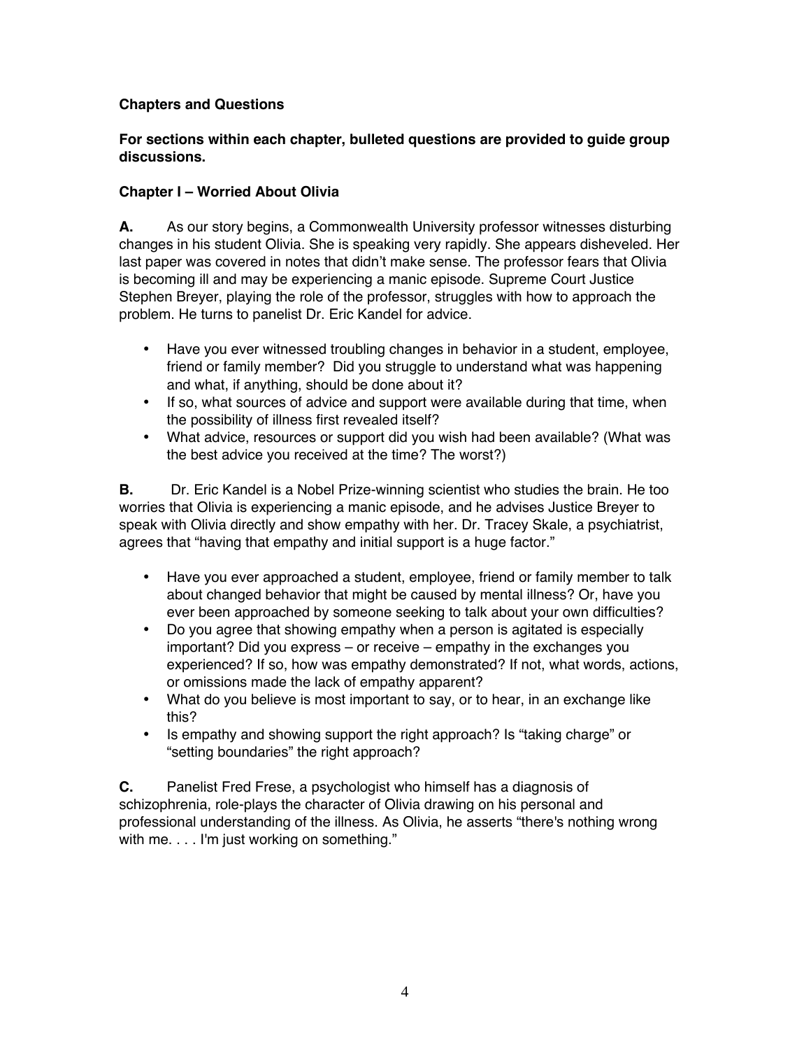### Chapters and Questions

**For sections within each chapter, bulleted questions are provided to guide group discussions.**

### Chapter I – Worried About Olivia

**A.** As our story begins, a Commonwealth University professor witnesses disturbing changes in his student Olivia. She is speaking very rapidly. She appears disheveled. Her last paper was covered in notes that didn't make sense. The professor fears that Olivia is becoming ill and may be experiencing a manic episode. Supreme Court Justice Stephen Breyer, playing the role of the professor, struggles with how to approach the problem. He turns to panelist Dr. Eric Kandel for advice.

- Have you ever witnessed troubling changes in behavior in a student, employee, friend or family member? Did you struggle to understand what was happening and what, if anything, should be done about it?
- If so, what sources of advice and support were available during that time, when the possibility of illness first revealed itself?
- What advice, resources or support did you wish had been available? (What was the best advice you received at the time? The worst?)

**B.** Dr. Eric Kandel is a Nobel Prize-winning scientist who studies the brain. He too worries that Olivia is experiencing a manic episode, and he advises Justice Breyer to speak with Olivia directly and show empathy with her. Dr. Tracey Skale, a psychiatrist, agrees that "having that empathy and initial support is a huge factor."

- Have you ever approached a student, employee, friend or family member to talk about changed behavior that might be caused by mental illness? Or, have you ever been approached by someone seeking to talk about your own difficulties?
- Do you agree that showing empathy when a person is agitated is especially important? Did you express – or receive – empathy in the exchanges you experienced? If so, how was empathy demonstrated? If not, what words, actions, or omissions made the lack of empathy apparent?
- What do you believe is most important to say, or to hear, in an exchange like this?
- Is empathy and showing support the right approach? Is "taking charge" or "setting boundaries" the right approach?

**C.** Panelist Fred Frese, a psychologist who himself has a diagnosis of schizophrenia, role-plays the character of Olivia drawing on his personal and professional understanding of the illness. As Olivia, he asserts "there's nothing wrong with me. . . . I'm just working on something."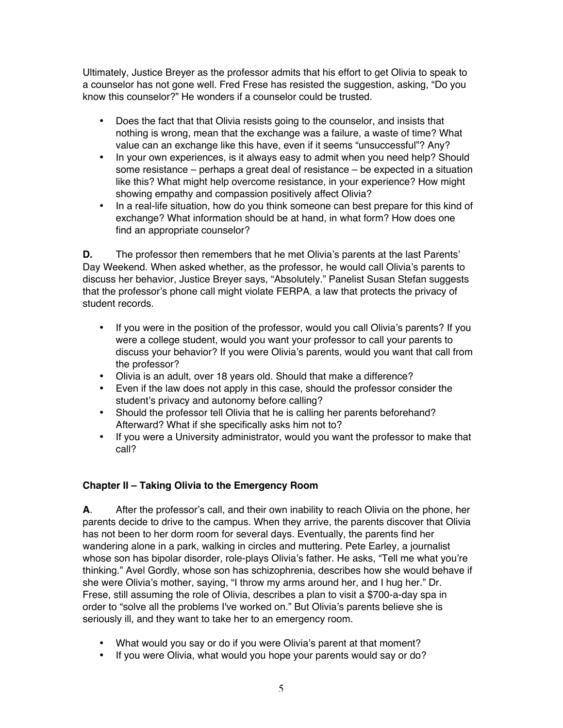Ultimately, Justice Breyer as the professor admits that his effort to get Olivia to speak to a counselor has not gone well. Fred Frese has resisted the suggestion, asking, "Do you know this counselor?" He wonders if a counselor could be trusted.

- Does the fact that that Olivia resists going to the counselor, and insists that nothing is wrong, mean that the exchange was a failure, a waste of time? What value can an exchange like this have, even if it seems "unsuccessful"? Any?
- In your own experiences, is it always easy to admit when you need help? Should some resistance – perhaps a great deal of resistance – be expected in a situation like this? What might help overcome resistance, in your experience? How might showing empathy and compassion positively affect Olivia?
- In a real-life situation, how do you think someone can best prepare for this kind of exchange? What information should be at hand, in what form? How does one find an appropriate counselor?

**D.** The professor then remembers that he met Olivia's parents at the last Parents' Day Weekend. When asked whether, as the professor, he would call Olivia's parents to discuss her behavior, Justice Breyer says, "Absolutely." Panelist Susan Stefan suggests that the professor's phone call might violate FERPA, a law that protects the privacy of student records.

- If you were in the position of the professor, would you call Olivia's parents? If you were a college student, would you want your professor to call your parents to discuss your behavior? If you were Olivia's parents, would you want that call from the professor?
- Olivia is an adult, over 18 years old. Should that make a difference?
- Even if the law does not apply in this case, should the professor consider the student's privacy and autonomy before calling?
- Should the professor tell Olivia that he is calling her parents beforehand? Afterward? What if she specifically asks him not to?
- If you were a University administrator, would you want the professor to make that call?

### Chapter II – Taking Olivia to the Emergency Room

**A**. After the professor's call, and their own inability to reach Olivia on the phone, her parents decide to drive to the campus. When they arrive, the parents discover that Olivia has not been to her dorm room for several days. Eventually, the parents find her wandering alone in a park, walking in circles and muttering. Pete Earley, a journalist whose son has bipolar disorder, role-plays Olivia's father. He asks, "Tell me what you're thinking." Avel Gordly, whose son has schizophrenia, describes how she would behave if she were Olivia's mother, saying, "I throw my arms around her, and I hug her." Dr. Frese, still assuming the role of Olivia, describes a plan to visit a $700-a-day spa in order to "solve all the problems I've worked on." But Olivia's parents believe she is seriously ill, and they want to take her to an emergency room.

- What would you say or do if you were Olivia's parent at that moment?
- If you were Olivia, what would you hope your parents would say or do?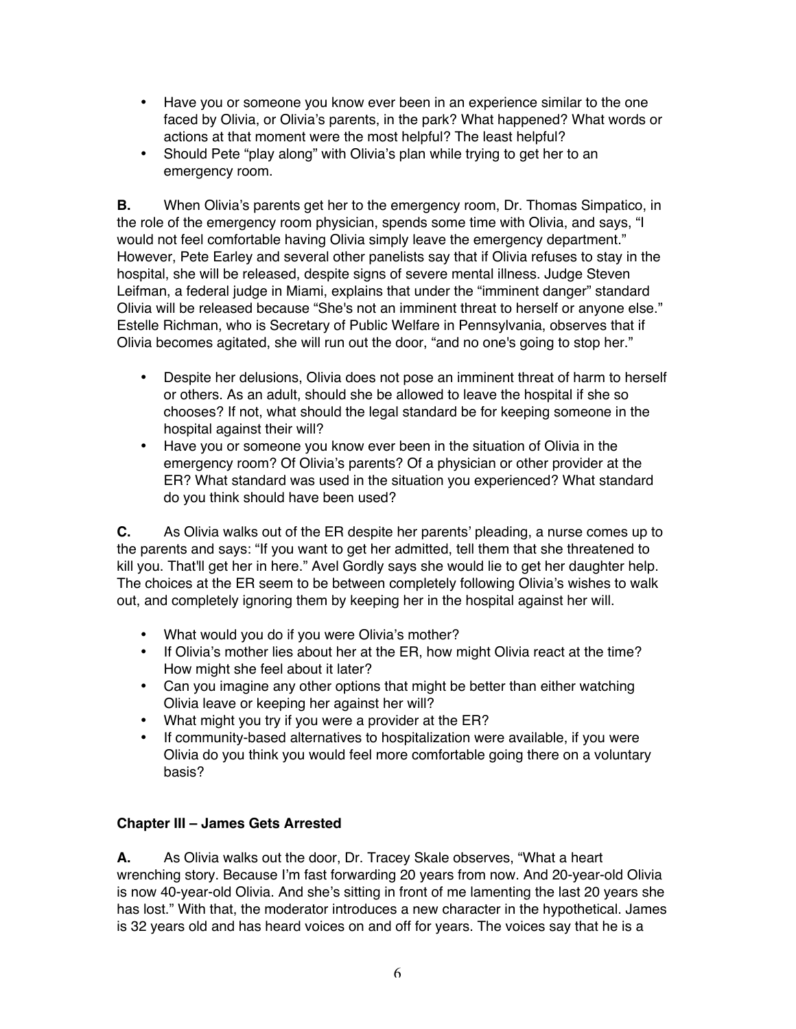- Have you or someone you know ever been in an experience similar to the one faced by Olivia, or Olivia's parents, in the park? What happened? What words or actions at that moment were the most helpful? The least helpful?
- Should Pete "play along" with Olivia's plan while trying to get her to an emergency room.

**B.** When Olivia's parents get her to the emergency room, Dr. Thomas Simpatico, in the role of the emergency room physician, spends some time with Olivia, and says, "I would not feel comfortable having Olivia simply leave the emergency department." However, Pete Earley and several other panelists say that if Olivia refuses to stay in the hospital, she will be released, despite signs of severe mental illness. Judge Steven Leifman, a federal judge in Miami, explains that under the "imminent danger" standard Olivia will be released because "She's not an imminent threat to herself or anyone else." Estelle Richman, who is Secretary of Public Welfare in Pennsylvania, observes that if Olivia becomes agitated, she will run out the door, "and no one's going to stop her."

- Despite her delusions, Olivia does not pose an imminent threat of harm to herself or others. As an adult, should she be allowed to leave the hospital if she so chooses? If not, what should the legal standard be for keeping someone in the hospital against their will?
- Have you or someone you know ever been in the situation of Olivia in the emergency room? Of Olivia's parents? Of a physician or other provider at the ER? What standard was used in the situation you experienced? What standard do you think should have been used?

**C.** As Olivia walks out of the ER despite her parents' pleading, a nurse comes up to the parents and says: "If you want to get her admitted, tell them that she threatened to kill you. That'll get her in here." Avel Gordly says she would lie to get her daughter help. The choices at the ER seem to be between completely following Olivia's wishes to walk out, and completely ignoring them by keeping her in the hospital against her will.

- What would you do if you were Olivia's mother?
- If Olivia's mother lies about her at the ER, how might Olivia react at the time? How might she feel about it later?
- Can you imagine any other options that might be better than either watching Olivia leave or keeping her against her will?
- What might you try if you were a provider at the ER?
- If community-based alternatives to hospitalization were available, if you were Olivia do you think you would feel more comfortable going there on a voluntary basis?

### Chapter III – James Gets Arrested

**A.** As Olivia walks out the door, Dr. Tracey Skale observes, "What a heart wrenching story. Because I'm fast forwarding 20 years from now. And 20-year-old Olivia is now 40-year-old Olivia. And she's sitting in front of me lamenting the last 20 years she has lost." With that, the moderator introduces a new character in the hypothetical. James is 32 years old and has heard voices on and off for years. The voices say that he is a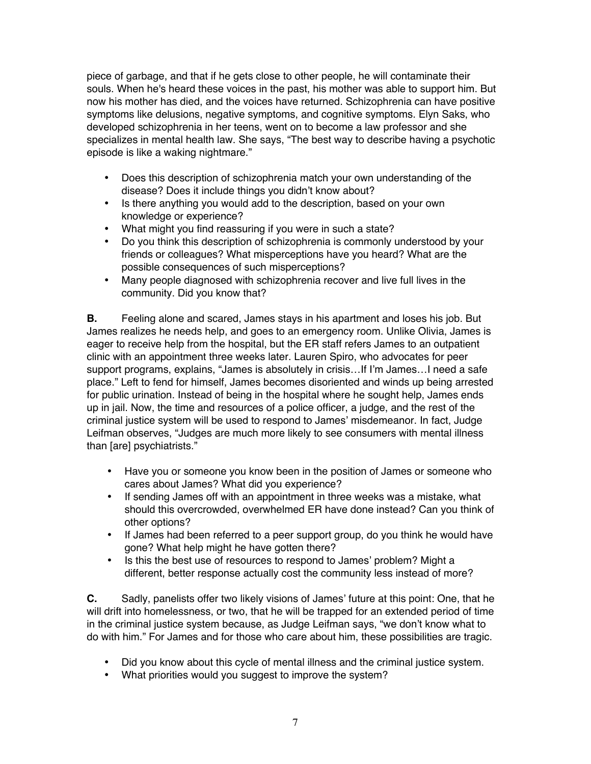piece of garbage, and that if he gets close to other people, he will contaminate their souls. When he's heard these voices in the past, his mother was able to support him. But now his mother has died, and the voices have returned. Schizophrenia can have positive symptoms like delusions, negative symptoms, and cognitive symptoms. Elyn Saks, who developed schizophrenia in her teens, went on to become a law professor and she specializes in mental health law. She says, "The best way to describe having a psychotic episode is like a waking nightmare."

- Does this description of schizophrenia match your own understanding of the disease? Does it include things you didn't know about?
- Is there anything you would add to the description, based on your own knowledge or experience?
- What might you find reassuring if you were in such a state?
- Do you think this description of schizophrenia is commonly understood by your friends or colleagues? What misperceptions have you heard? What are the possible consequences of such misperceptions?
- Many people diagnosed with schizophrenia recover and live full lives in the community. Did you know that?

**B.** Feeling alone and scared, James stays in his apartment and loses his job. But James realizes he needs help, and goes to an emergency room. Unlike Olivia, James is eager to receive help from the hospital, but the ER staff refers James to an outpatient clinic with an appointment three weeks later. Lauren Spiro, who advocates for peer support programs, explains, "James is absolutely in crisis…If I'm James…I need a safe place." Left to fend for himself, James becomes disoriented and winds up being arrested for public urination. Instead of being in the hospital where he sought help, James ends up in jail. Now, the time and resources of a police officer, a judge, and the rest of the criminal justice system will be used to respond to James' misdemeanor. In fact, Judge Leifman observes, "Judges are much more likely to see consumers with mental illness than [are] psychiatrists."

- Have you or someone you know been in the position of James or someone who cares about James? What did you experience?
- If sending James off with an appointment in three weeks was a mistake, what should this overcrowded, overwhelmed ER have done instead? Can you think of other options?
- If James had been referred to a peer support group, do you think he would have gone? What help might he have gotten there?
- Is this the best use of resources to respond to James' problem? Might a different, better response actually cost the community less instead of more?

**C.** Sadly, panelists offer two likely visions of James' future at this point: One, that he will drift into homelessness, or two, that he will be trapped for an extended period of time in the criminal justice system because, as Judge Leifman says, "we don't know what to do with him." For James and for those who care about him, these possibilities are tragic.

- Did you know about this cycle of mental illness and the criminal justice system.
- What priorities would you suggest to improve the system?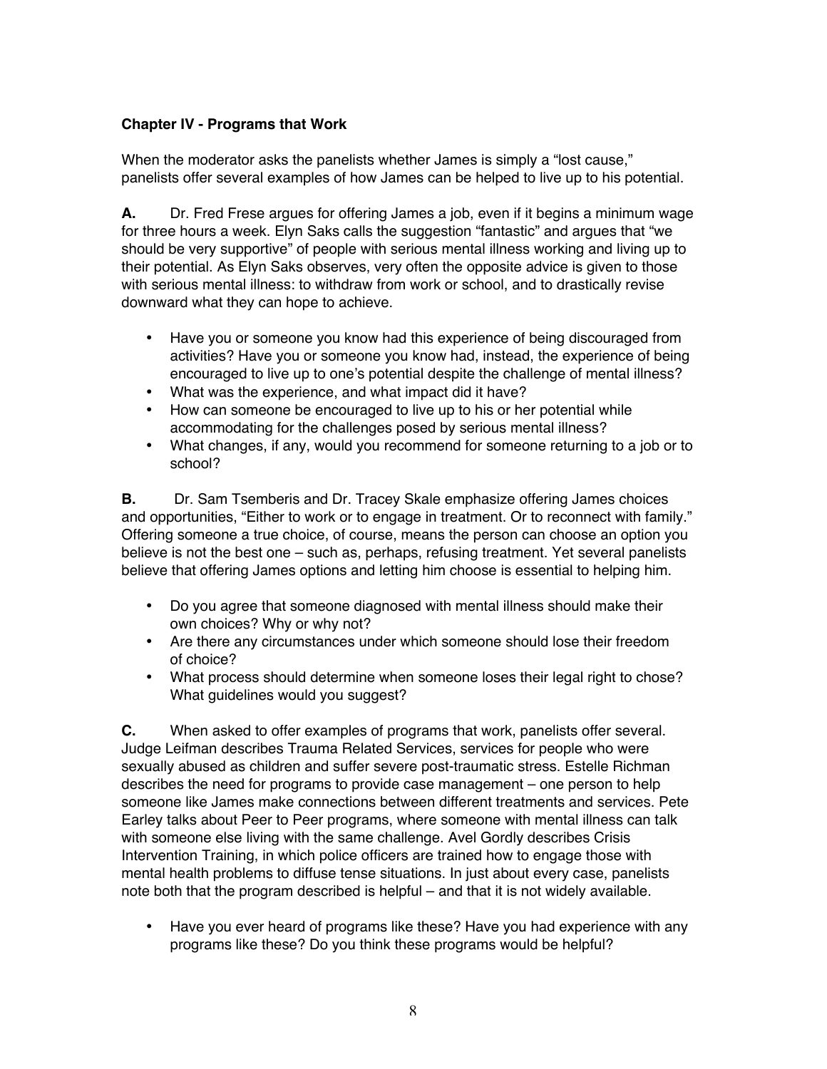**Chapter IV - Programs that Work**

When the moderator asks the panelists whether James is simply a "lost cause," panelists offer several examples of how James can be helped to live up to his potential.

**A.** Dr. Fred Frese argues for offering James a job, even if it begins a minimum wage for three hours a week. Elyn Saks calls the suggestion "fantastic" and argues that "we should be very supportive" of people with serious mental illness working and living up to their potential. As Elyn Saks observes, very often the opposite advice is given to those with serious mental illness: to withdraw from work or school, and to drastically revise downward what they can hope to achieve.

- Have you or someone you know had this experience of being discouraged from activities? Have you or someone you know had, instead, the experience of being encouraged to live up to one's potential despite the challenge of mental illness?
- What was the experience, and what impact did it have?
- How can someone be encouraged to live up to his or her potential while accommodating for the challenges posed by serious mental illness?
- What changes, if any, would you recommend for someone returning to a job or to school?

**B.** Dr. Sam Tsemberis and Dr. Tracey Skale emphasize offering James choices and opportunities, "Either to work or to engage in treatment. Or to reconnect with family." Offering someone a true choice, of course, means the person can choose an option you believe is not the best one – such as, perhaps, refusing treatment. Yet several panelists believe that offering James options and letting him choose is essential to helping him.

- Do you agree that someone diagnosed with mental illness should make their own choices? Why or why not?
- Are there any circumstances under which someone should lose their freedom of choice?
- What process should determine when someone loses their legal right to chose? What guidelines would you suggest?

**C.** When asked to offer examples of programs that work, panelists offer several. Judge Leifman describes Trauma Related Services, services for people who were sexually abused as children and suffer severe post-traumatic stress. Estelle Richman describes the need for programs to provide case management – one person to help someone like James make connections between different treatments and services. Pete Earley talks about Peer to Peer programs, where someone with mental illness can talk with someone else living with the same challenge. Avel Gordly describes Crisis Intervention Training, in which police officers are trained how to engage those with mental health problems to diffuse tense situations. In just about every case, panelists note both that the program described is helpful – and that it is not widely available.

- Have you ever heard of programs like these? Have you had experience with any programs like these? Do you think these programs would be helpful?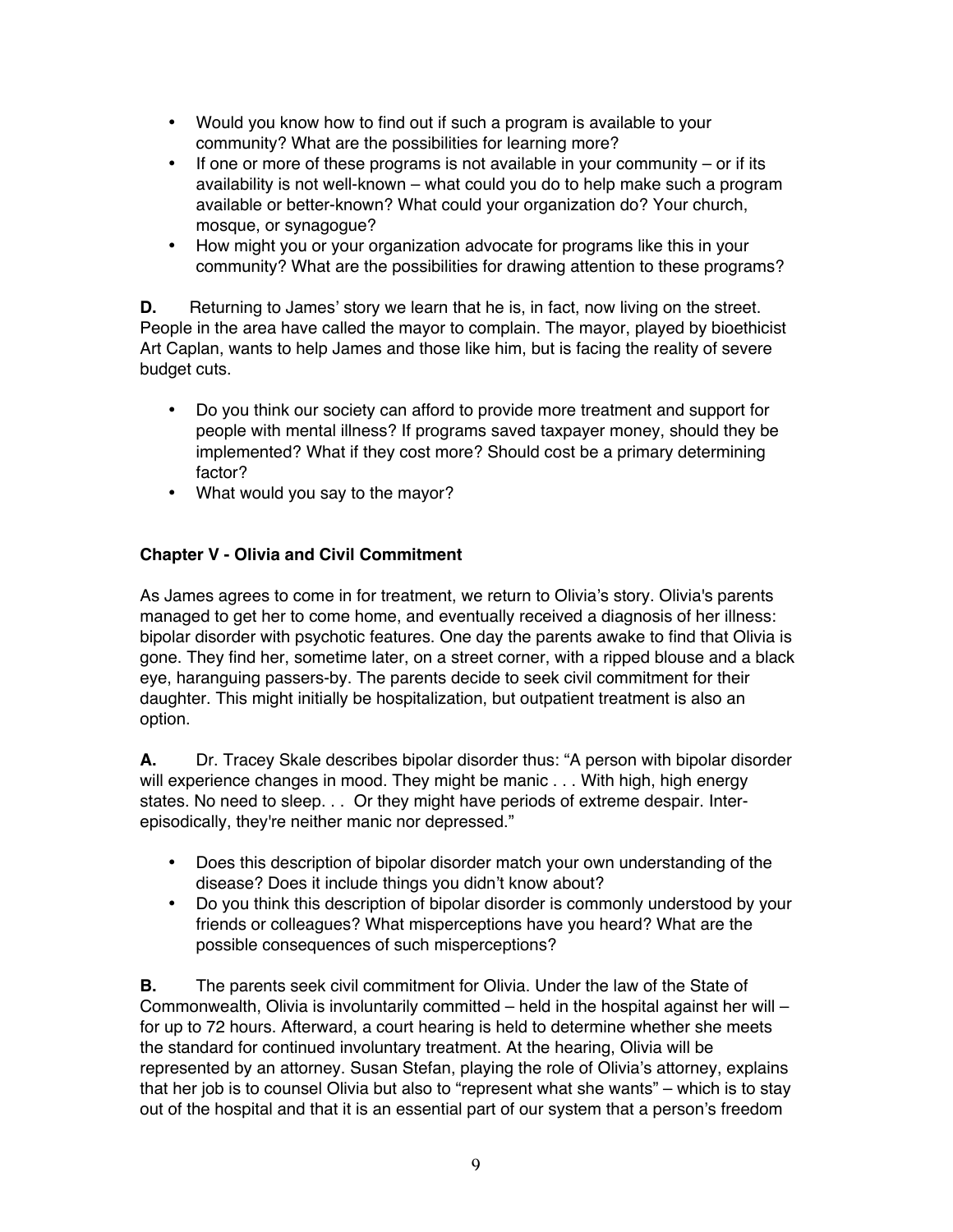- Would you know how to find out if such a program is available to your community? What are the possibilities for learning more?
- If one or more of these programs is not available in your community – or if its availability is not well-known – what could you do to help make such a program available or better-known? What could your organization do? Your church, mosque, or synagogue?
- How might you or your organization advocate for programs like this in your community? What are the possibilities for drawing attention to these programs?

**D.** Returning to James' story we learn that he is, in fact, now living on the street. People in the area have called the mayor to complain. The mayor, played by bioethicist Art Caplan, wants to help James and those like him, but is facing the reality of severe budget cuts.

- Do you think our society can afford to provide more treatment and support for people with mental illness? If programs saved taxpayer money, should they be implemented? What if they cost more? Should cost be a primary determining factor?
- What would you say to the mayor?

### Chapter V - Olivia and Civil Commitment

As James agrees to come in for treatment, we return to Olivia's story. Olivia's parents managed to get her to come home, and eventually received a diagnosis of her illness: bipolar disorder with psychotic features. One day the parents awake to find that Olivia is gone. They find her, sometime later, on a street corner, with a ripped blouse and a black eye, haranguing passers-by. The parents decide to seek civil commitment for their daughter. This might initially be hospitalization, but outpatient treatment is also an option.

**A.** Dr. Tracey Skale describes bipolar disorder thus: "A person with bipolar disorder will experience changes in mood. They might be manic . . . With high, high energy states. No need to sleep. . . Or they might have periods of extreme despair. Inter-episodically, they're neither manic nor depressed."

- Does this description of bipolar disorder match your own understanding of the disease? Does it include things you didn't know about?
- Do you think this description of bipolar disorder is commonly understood by your friends or colleagues? What misperceptions have you heard? What are the possible consequences of such misperceptions?

**B.** The parents seek civil commitment for Olivia. Under the law of the State of Commonwealth, Olivia is involuntarily committed – held in the hospital against her will – for up to 72 hours. Afterward, a court hearing is held to determine whether she meets the standard for continued involuntary treatment. At the hearing, Olivia will be represented by an attorney. Susan Stefan, playing the role of Olivia's attorney, explains that her job is to counsel Olivia but also to "represent what she wants" – which is to stay out of the hospital and that it is an essential part of our system that a person's freedom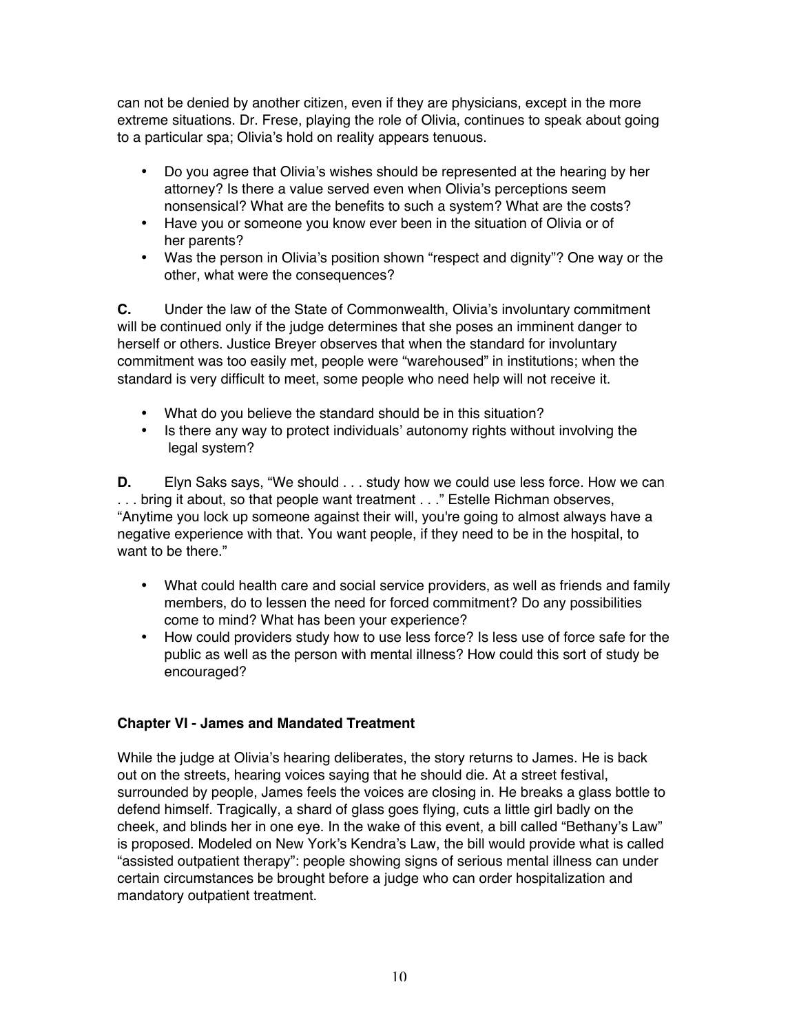can not be denied by another citizen, even if they are physicians, except in the more extreme situations. Dr. Frese, playing the role of Olivia, continues to speak about going to a particular spa; Olivia's hold on reality appears tenuous.

- Do you agree that Olivia's wishes should be represented at the hearing by her attorney? Is there a value served even when Olivia's perceptions seem nonsensical? What are the benefits to such a system? What are the costs?
- Have you or someone you know ever been in the situation of Olivia or of her parents?
- Was the person in Olivia's position shown "respect and dignity"? One way or the other, what were the consequences?

**C.** Under the law of the State of Commonwealth, Olivia's involuntary commitment will be continued only if the judge determines that she poses an imminent danger to herself or others. Justice Breyer observes that when the standard for involuntary commitment was too easily met, people were "warehoused" in institutions; when the standard is very difficult to meet, some people who need help will not receive it.

- What do you believe the standard should be in this situation?
- Is there any way to protect individuals' autonomy rights without involving the legal system?

**D.** Elyn Saks says, "We should . . . study how we could use less force. How we can . . . bring it about, so that people want treatment . . ." Estelle Richman observes, "Anytime you lock up someone against their will, you're going to almost always have a negative experience with that. You want people, if they need to be in the hospital, to want to be there."

- What could health care and social service providers, as well as friends and family members, do to lessen the need for forced commitment? Do any possibilities come to mind? What has been your experience?
- How could providers study how to use less force? Is less use of force safe for the public as well as the person with mental illness? How could this sort of study be encouraged?

### Chapter VI - James and Mandated Treatment

While the judge at Olivia's hearing deliberates, the story returns to James. He is back out on the streets, hearing voices saying that he should die. At a street festival, surrounded by people, James feels the voices are closing in. He breaks a glass bottle to defend himself. Tragically, a shard of glass goes flying, cuts a little girl badly on the cheek, and blinds her in one eye. In the wake of this event, a bill called "Bethany's Law" is proposed. Modeled on New York's Kendra's Law, the bill would provide what is called "assisted outpatient therapy": people showing signs of serious mental illness can under certain circumstances be brought before a judge who can order hospitalization and mandatory outpatient treatment.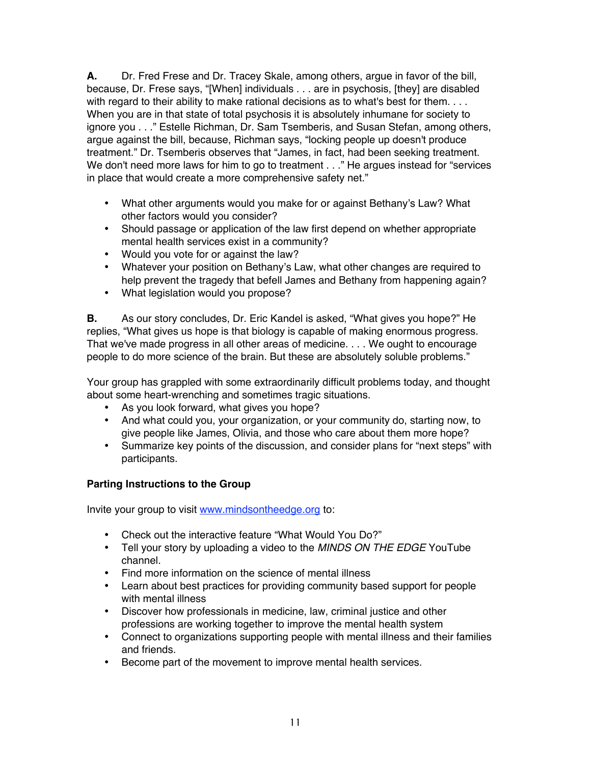**A.** Dr. Fred Frese and Dr. Tracey Skale, among others, argue in favor of the bill, because, Dr. Frese says, "[When] individuals . . . are in psychosis, [they] are disabled with regard to their ability to make rational decisions as to what's best for them. . . . When you are in that state of total psychosis it is absolutely inhumane for society to ignore you . . ." Estelle Richman, Dr. Sam Tsemberis, and Susan Stefan, among others, argue against the bill, because, Richman says, "locking people up doesn't produce treatment." Dr. Tsemberis observes that "James, in fact, had been seeking treatment. We don't need more laws for him to go to treatment . . ." He argues instead for "services in place that would create a more comprehensive safety net."

- What other arguments would you make for or against Bethany's Law? What other factors would you consider?
- Should passage or application of the law first depend on whether appropriate mental health services exist in a community?
- Would you vote for or against the law?
- Whatever your position on Bethany's Law, what other changes are required to help prevent the tragedy that befell James and Bethany from happening again?
- What legislation would you propose?

**B.** As our story concludes, Dr. Eric Kandel is asked, "What gives you hope?" He replies, "What gives us hope is that biology is capable of making enormous progress. That we've made progress in all other areas of medicine. . . . We ought to encourage people to do more science of the brain. But these are absolutely soluble problems."

Your group has grappled with some extraordinarily difficult problems today, and thought about some heart-wrenching and sometimes tragic situations.

- As you look forward, what gives you hope?
- And what could you, your organization, or your community do, starting now, to give people like James, Olivia, and those who care about them more hope?
- Summarize key points of the discussion, and consider plans for "next steps" with participants.

**Parting Instructions to the Group**

Invite your group to visit www.mindsontheedge.org to:

- Check out the interactive feature "What Would You Do?"
- Tell your story by uploading a video to the *MINDS ON THE EDGE* YouTube channel.
- Find more information on the science of mental illness
- Learn about best practices for providing community based support for people with mental illness
- Discover how professionals in medicine, law, criminal justice and other professions are working together to improve the mental health system
- Connect to organizations supporting people with mental illness and their families and friends.
- Become part of the movement to improve mental health services.